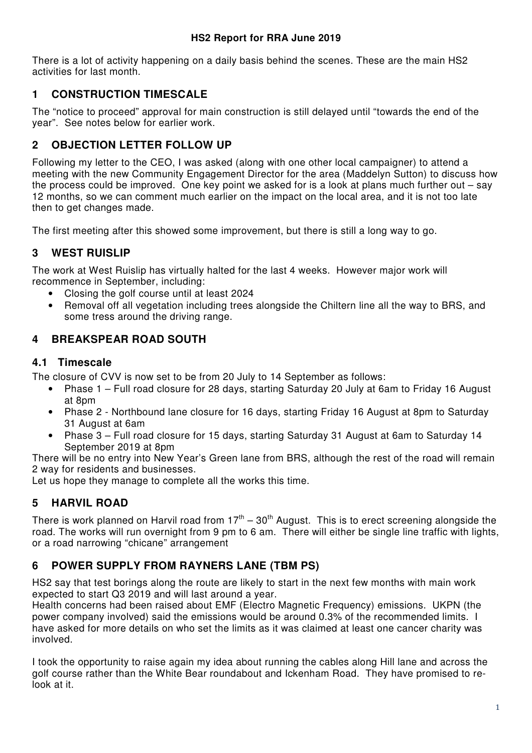# HS2 Report for RRA June 2019

There is a lot of activity happening on a daily basis behind the scenes. These are the main HS2 activities for last month.

## 1 CONSTRUCTION TIMESCALE

The "notice to proceed" approval for main construction is still delayed until "towards the end of the year". See notes below for earlier work.

## 2 OBJECTION LETTER FOLLOW UP

Following my letter to the CEO, I was asked (along with one other local campaigner) to attend a meeting with the new Community Engagement Director for the area (Maddelyn Sutton) to discuss how the process could be improved. One key point we asked for is a look at plans much further out – say 12 months, so we can comment much earlier on the impact on the local area, and it is not too late then to get changes made.

The first meeting after this showed some improvement, but there is still a long way to go.

## 3 WEST RUISLIP

The work at West Ruislip has virtually halted for the last 4 weeks. However major work will recommence in September, including:

- Closing the golf course until at least 2024
- Removal off all vegetation including trees alongside the Chiltern line all the way to BRS, and some tress around the driving range.

## 4 BREAKSPEAR ROAD SOUTH

### 4.1 Timescale

The closure of CVV is now set to be from 20 July to 14 September as follows:

- Phase 1 – Full road closure for 28 days, starting Saturday 20 July at 6am to Friday 16 August at 8pm
- Phase 2 - Northbound lane closure for 16 days, starting Friday 16 August at 8pm to Saturday 31 August at 6am
- Phase 3 – Full road closure for 15 days, starting Saturday 31 August at 6am to Saturday 14 September 2019 at 8pm

There will be no entry into New Year's Green lane from BRS, although the rest of the road will remain 2 way for residents and businesses.

Let us hope they manage to complete all the works this time.

## 5 HARVIL ROAD

There is work planned on Harvil road from 17th – 30th August. This is to erect screening alongside the road. The works will run overnight from 9 pm to 6 am. There will either be single line traffic with lights, or a road narrowing "chicane" arrangement

## 6 POWER SUPPLY FROM RAYNERS LANE (TBM PS)

HS2 say that test borings along the route are likely to start in the next few months with main work expected to start Q3 2019 and will last around a year.

Health concerns had been raised about EMF (Electro Magnetic Frequency) emissions. UKPN (the power company involved) said the emissions would be around 0.3% of the recommended limits. I have asked for more details on who set the limits as it was claimed at least one cancer charity was involved.

I took the opportunity to raise again my idea about running the cables along Hill lane and across the golf course rather than the White Bear roundabout and Ickenham Road. They have promised to re-look at it.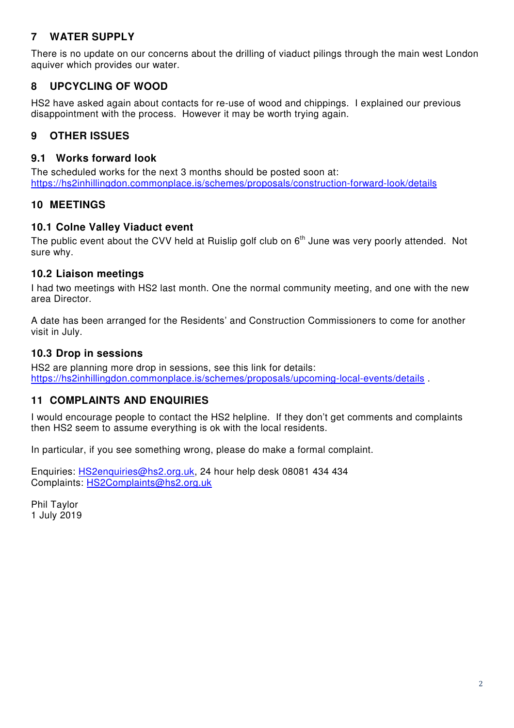## 7 WATER SUPPLY

There is no update on our concerns about the drilling of viaduct pilings through the main west London aquiver which provides our water.

## 8 UPCYCLING OF WOOD

HS2 have asked again about contacts for re-use of wood and chippings. I explained our previous disappointment with the process. However it may be worth trying again.

## 9 OTHER ISSUES

### 9.1 Works forward look

The scheduled works for the next 3 months should be posted soon at:
https://hs2inhillingdon.commonplace.is/schemes/proposals/construction-forward-look/details

## 10 MEETINGS

### 10.1 Colne Valley Viaduct event

The public event about the CVV held at Ruislip golf club on 6th June was very poorly attended. Not sure why.

### 10.2 Liaison meetings

I had two meetings with HS2 last month. One the normal community meeting, and one with the new area Director.

A date has been arranged for the Residents' and Construction Commissioners to come for another visit in July.

### 10.3 Drop in sessions

HS2 are planning more drop in sessions, see this link for details:
https://hs2inhillingdon.commonplace.is/schemes/proposals/upcoming-local-events/details .

## 11 COMPLAINTS AND ENQUIRIES

I would encourage people to contact the HS2 helpline. If they don't get comments and complaints then HS2 seem to assume everything is ok with the local residents.

In particular, if you see something wrong, please do make a formal complaint.

Enquiries: HS2enquiries@hs2.org.uk, 24 hour help desk 08081 434 434
Complaints: HS2Complaints@hs2.org.uk

Phil Taylor
1 July 2019